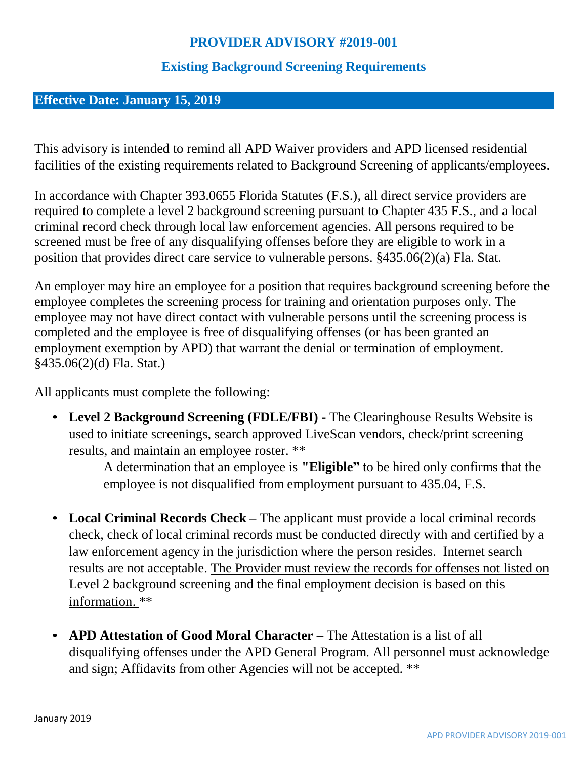# PROVIDER ADVISORY #2019-001

## Existing Background Screening Requirements

**Effective Date: January 15, 2019**

This advisory is intended to remind all APD Waiver providers and APD licensed residential facilities of the existing requirements related to Background Screening of applicants/employees.

In accordance with Chapter 393.0655 Florida Statutes (F.S.), all direct service providers are required to complete a level 2 background screening pursuant to Chapter 435 F.S., and a local criminal record check through local law enforcement agencies. All persons required to be screened must be free of any disqualifying offenses before they are eligible to work in a position that provides direct care service to vulnerable persons. §435.06(2)(a) Fla. Stat.

An employer may hire an employee for a position that requires background screening before the employee completes the screening process for training and orientation purposes only. The employee may not have direct contact with vulnerable persons until the screening process is completed and the employee is free of disqualifying offenses (or has been granted an employment exemption by APD) that warrant the denial or termination of employment. §435.06(2)(d) Fla. Stat.)

All applicants must complete the following:

- **Level 2 Background Screening (FDLE/FBI) -** The Clearinghouse Results Website is used to initiate screenings, search approved LiveScan vendors, check/print screening results, and maintain an employee roster. **

  A determination that an employee is **"Eligible"** to be hired only confirms that the employee is not disqualified from employment pursuant to 435.04, F.S.

- **Local Criminal Records Check –** The applicant must provide a local criminal records check, check of local criminal records must be conducted directly with and certified by a law enforcement agency in the jurisdiction where the person resides. Internet search results are not acceptable. <u>The Provider must review the records for offenses not listed on Level 2 background screening and the final employment decision is based on this information.</u> **

- **APD Attestation of Good Moral Character –** The Attestation is a list of all disqualifying offenses under the APD General Program. All personnel must acknowledge and sign; Affidavits from other Agencies will not be accepted. **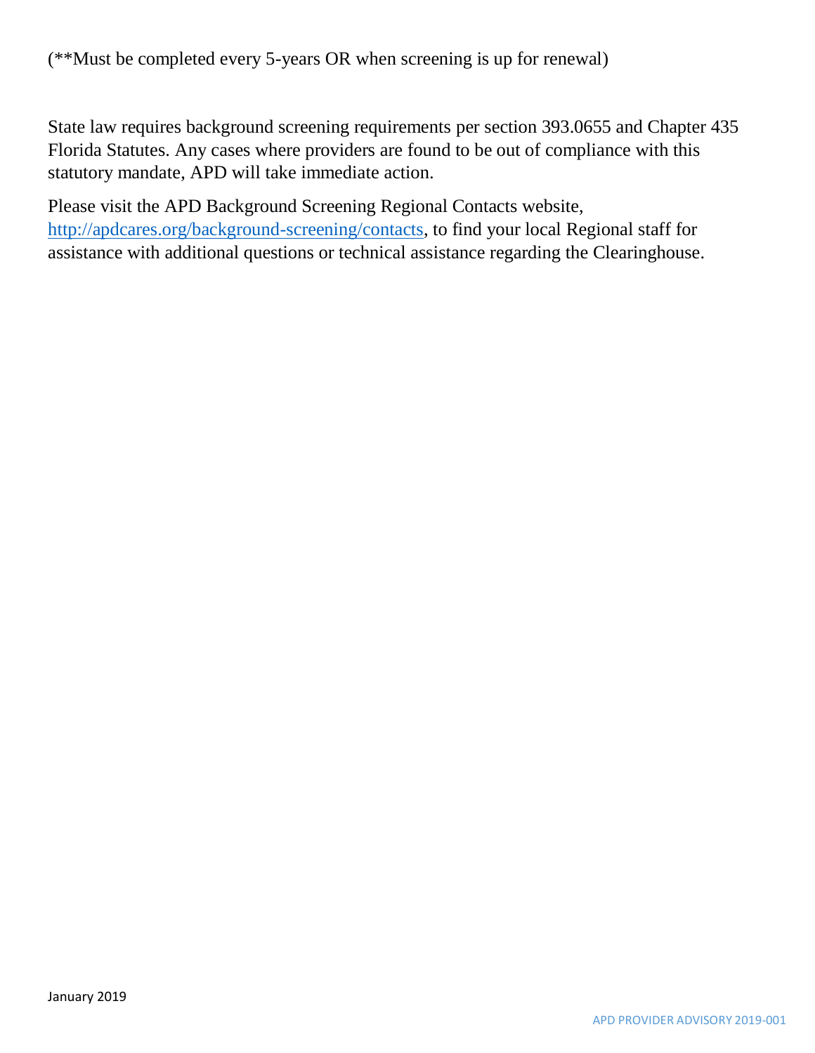(**Must be completed every 5-years OR when screening is up for renewal)

State law requires background screening requirements per section 393.0655 and Chapter 435 Florida Statutes. Any cases where providers are found to be out of compliance with this statutory mandate, APD will take immediate action.

Please visit the APD Background Screening Regional Contacts website, [http://apdcares.org/background-screening/contacts](http://apdcares.org/background-screening/contacts), to find your local Regional staff for assistance with additional questions or technical assistance regarding the Clearinghouse.

January 2019